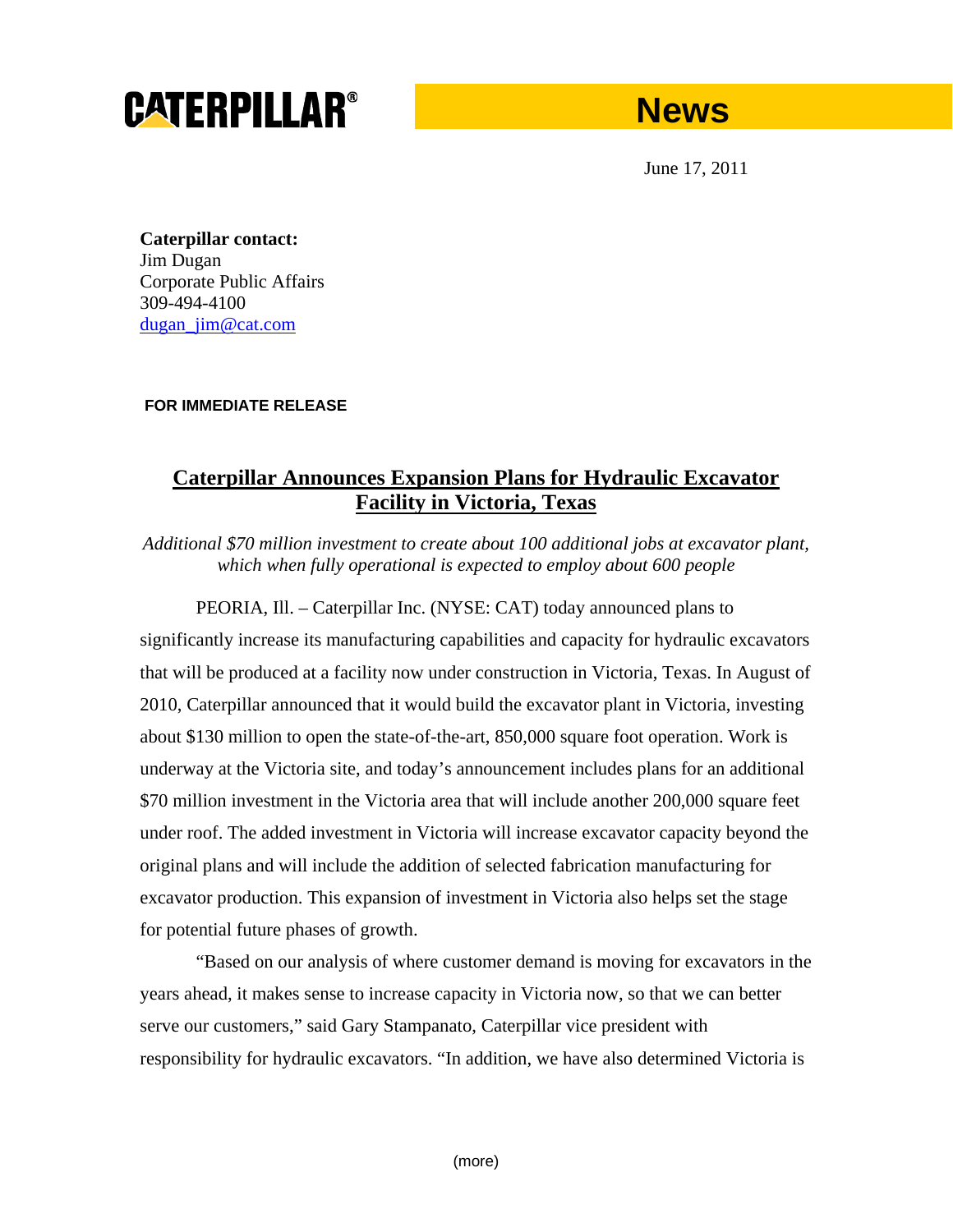**CATERPILLAR®** **News**

June 17, 2011

**Caterpillar contact:**
Jim Dugan
Corporate Public Affairs
309-494-4100
dugan_jim@cat.com

**FOR IMMEDIATE RELEASE**

# Caterpillar Announces Expansion Plans for Hydraulic Excavator Facility in Victoria, Texas

*Additional $70 million investment to create about 100 additional jobs at excavator plant, which when fully operational is expected to employ about 600 people*

PEORIA, Ill. – Caterpillar Inc. (NYSE: CAT) today announced plans to significantly increase its manufacturing capabilities and capacity for hydraulic excavators that will be produced at a facility now under construction in Victoria, Texas. In August of 2010, Caterpillar announced that it would build the excavator plant in Victoria, investing about $130 million to open the state-of-the-art, 850,000 square foot operation. Work is underway at the Victoria site, and today's announcement includes plans for an additional $70 million investment in the Victoria area that will include another 200,000 square feet under roof. The added investment in Victoria will increase excavator capacity beyond the original plans and will include the addition of selected fabrication manufacturing for excavator production. This expansion of investment in Victoria also helps set the stage for potential future phases of growth.

"Based on our analysis of where customer demand is moving for excavators in the years ahead, it makes sense to increase capacity in Victoria now, so that we can better serve our customers," said Gary Stampanato, Caterpillar vice president with responsibility for hydraulic excavators. "In addition, we have also determined Victoria is

(more)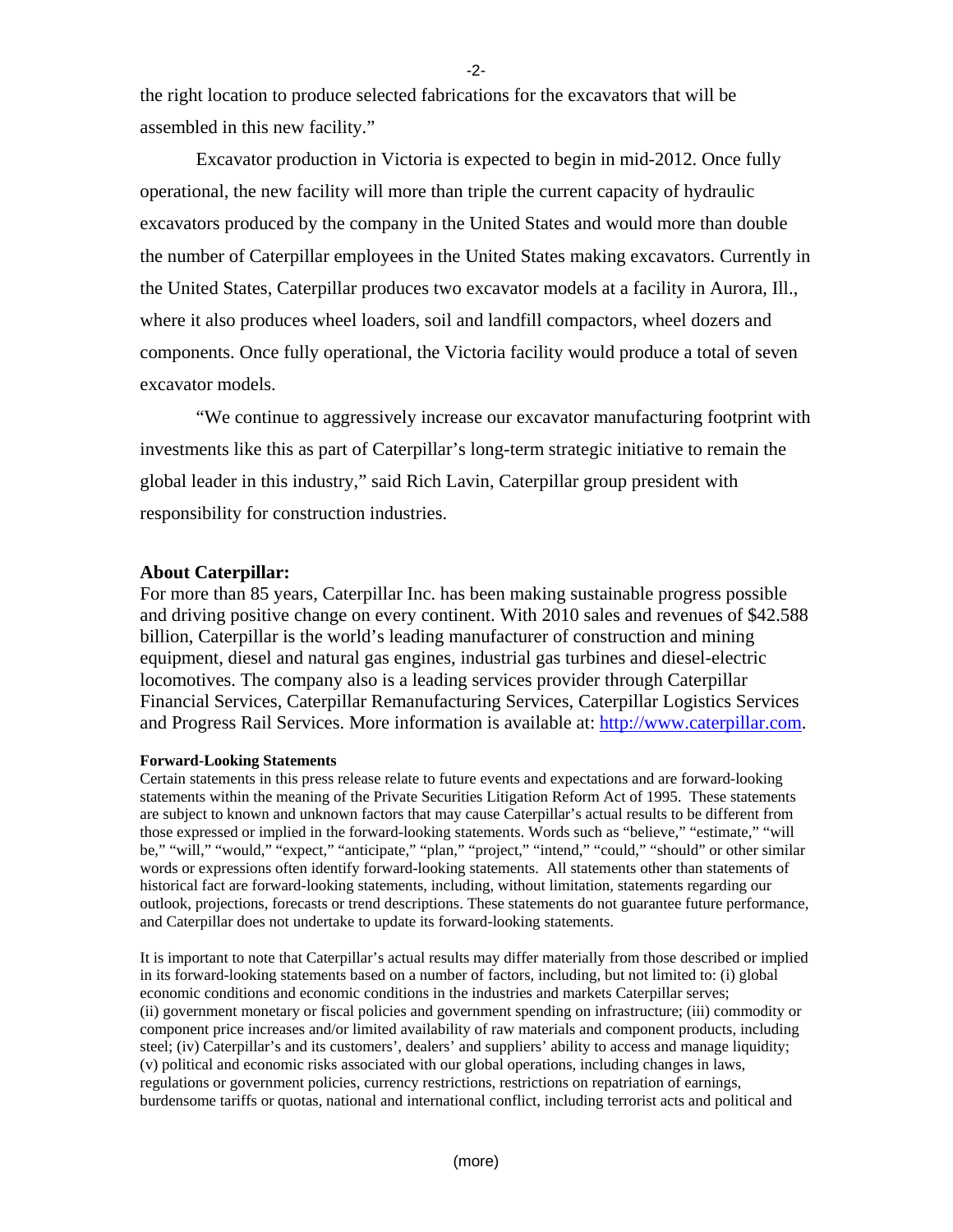the right location to produce selected fabrications for the excavators that will be assembled in this new facility."

Excavator production in Victoria is expected to begin in mid-2012. Once fully operational, the new facility will more than triple the current capacity of hydraulic excavators produced by the company in the United States and would more than double the number of Caterpillar employees in the United States making excavators. Currently in the United States, Caterpillar produces two excavator models at a facility in Aurora, Ill., where it also produces wheel loaders, soil and landfill compactors, wheel dozers and components. Once fully operational, the Victoria facility would produce a total of seven excavator models.

"We continue to aggressively increase our excavator manufacturing footprint with investments like this as part of Caterpillar's long-term strategic initiative to remain the global leader in this industry," said Rich Lavin, Caterpillar group president with responsibility for construction industries.

**About Caterpillar:**

For more than 85 years, Caterpillar Inc. has been making sustainable progress possible and driving positive change on every continent. With 2010 sales and revenues of $42.588 billion, Caterpillar is the world's leading manufacturer of construction and mining equipment, diesel and natural gas engines, industrial gas turbines and diesel-electric locomotives. The company also is a leading services provider through Caterpillar Financial Services, Caterpillar Remanufacturing Services, Caterpillar Logistics Services and Progress Rail Services. More information is available at: http://www.caterpillar.com.

**Forward-Looking Statements**

Certain statements in this press release relate to future events and expectations and are forward-looking statements within the meaning of the Private Securities Litigation Reform Act of 1995. These statements are subject to known and unknown factors that may cause Caterpillar's actual results to be different from those expressed or implied in the forward-looking statements. Words such as "believe," "estimate," "will be," "will," "would," "expect," "anticipate," "plan," "project," "intend," "could," "should" or other similar words or expressions often identify forward-looking statements. All statements other than statements of historical fact are forward-looking statements, including, without limitation, statements regarding our outlook, projections, forecasts or trend descriptions. These statements do not guarantee future performance, and Caterpillar does not undertake to update its forward-looking statements.

It is important to note that Caterpillar's actual results may differ materially from those described or implied in its forward-looking statements based on a number of factors, including, but not limited to: (i) global economic conditions and economic conditions in the industries and markets Caterpillar serves; (ii) government monetary or fiscal policies and government spending on infrastructure; (iii) commodity or component price increases and/or limited availability of raw materials and component products, including steel; (iv) Caterpillar's and its customers', dealers' and suppliers' ability to access and manage liquidity; (v) political and economic risks associated with our global operations, including changes in laws, regulations or government policies, currency restrictions, restrictions on repatriation of earnings, burdensome tariffs or quotas, national and international conflict, including terrorist acts and political and

(more)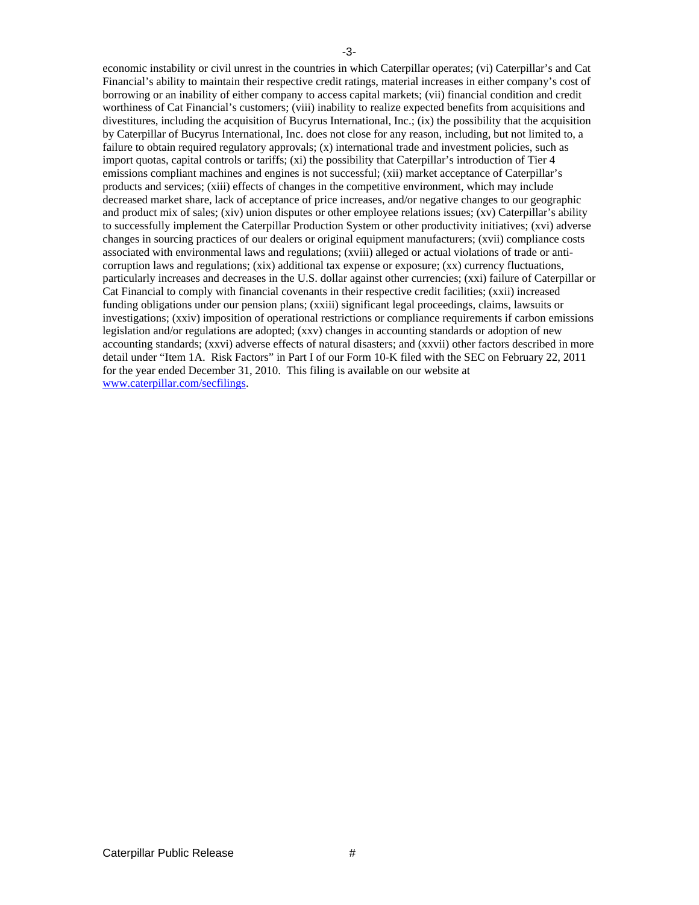economic instability or civil unrest in the countries in which Caterpillar operates; (vi) Caterpillar's and Cat Financial's ability to maintain their respective credit ratings, material increases in either company's cost of borrowing or an inability of either company to access capital markets; (vii) financial condition and credit worthiness of Cat Financial's customers; (viii) inability to realize expected benefits from acquisitions and divestitures, including the acquisition of Bucyrus International, Inc.; (ix) the possibility that the acquisition by Caterpillar of Bucyrus International, Inc. does not close for any reason, including, but not limited to, a failure to obtain required regulatory approvals; (x) international trade and investment policies, such as import quotas, capital controls or tariffs; (xi) the possibility that Caterpillar's introduction of Tier 4 emissions compliant machines and engines is not successful; (xii) market acceptance of Caterpillar's products and services; (xiii) effects of changes in the competitive environment, which may include decreased market share, lack of acceptance of price increases, and/or negative changes to our geographic and product mix of sales; (xiv) union disputes or other employee relations issues; (xv) Caterpillar's ability to successfully implement the Caterpillar Production System or other productivity initiatives; (xvi) adverse changes in sourcing practices of our dealers or original equipment manufacturers; (xvii) compliance costs associated with environmental laws and regulations; (xviii) alleged or actual violations of trade or anti-corruption laws and regulations; (xix) additional tax expense or exposure; (xx) currency fluctuations, particularly increases and decreases in the U.S. dollar against other currencies; (xxi) failure of Caterpillar or Cat Financial to comply with financial covenants in their respective credit facilities; (xxii) increased funding obligations under our pension plans; (xxiii) significant legal proceedings, claims, lawsuits or investigations; (xxiv) imposition of operational restrictions or compliance requirements if carbon emissions legislation and/or regulations are adopted; (xxv) changes in accounting standards or adoption of new accounting standards; (xxvi) adverse effects of natural disasters; and (xxvii) other factors described in more detail under "Item 1A. Risk Factors" in Part I of our Form 10-K filed with the SEC on February 22, 2011 for the year ended December 31, 2010. This filing is available on our website at www.caterpillar.com/secfilings.

#